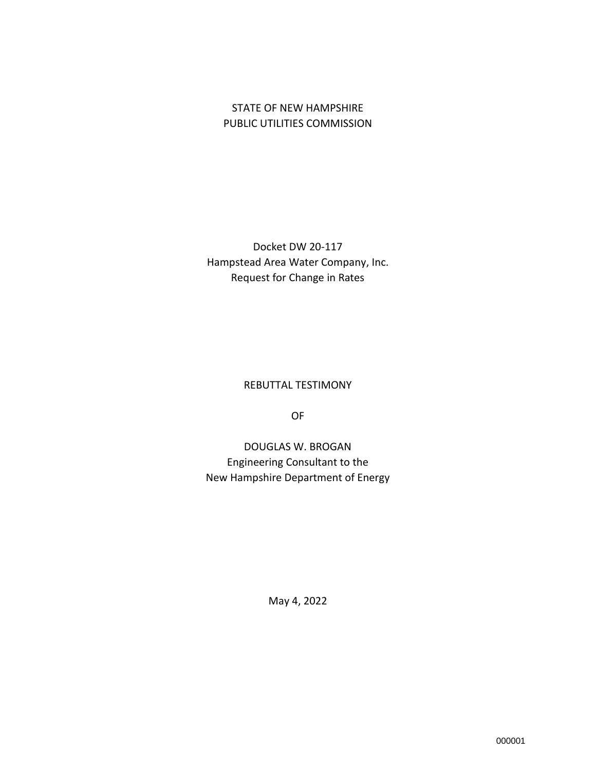STATE OF NEW HAMPSHIRE
PUBLIC UTILITIES COMMISSION

Docket DW 20-117
Hampstead Area Water Company, Inc.
Request for Change in Rates

REBUTTAL TESTIMONY

OF

DOUGLAS W. BROGAN
Engineering Consultant to the
New Hampshire Department of Energy

May 4, 2022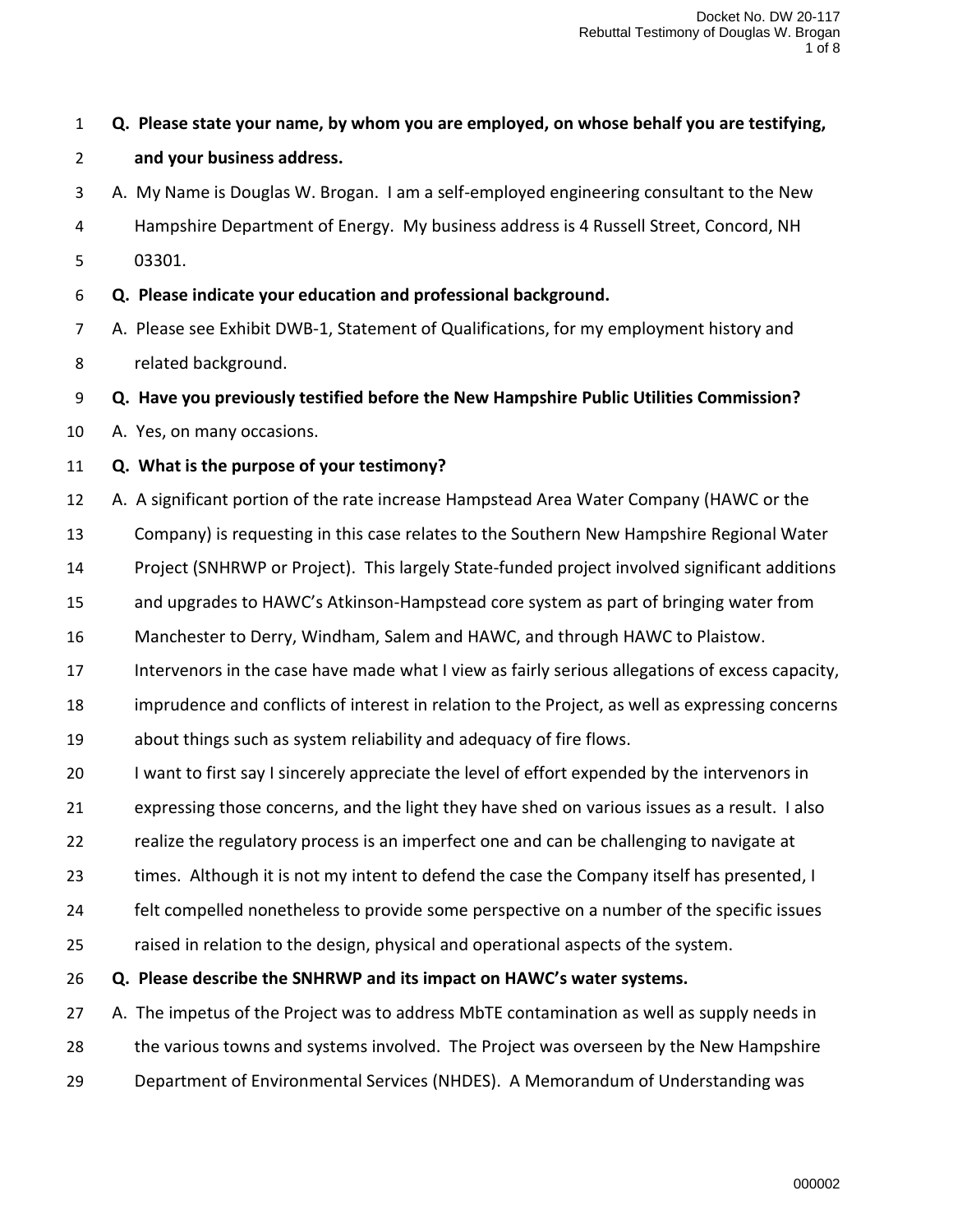**Q. Please state your name, by whom you are employed, on whose behalf you are testifying, and your business address.**

A. My Name is Douglas W. Brogan. I am a self-employed engineering consultant to the New Hampshire Department of Energy. My business address is 4 Russell Street, Concord, NH 03301.

**Q. Please indicate your education and professional background.**

A. Please see Exhibit DWB-1, Statement of Qualifications, for my employment history and related background.

**Q. Have you previously testified before the New Hampshire Public Utilities Commission?**

A. Yes, on many occasions.

**Q. What is the purpose of your testimony?**

A. A significant portion of the rate increase Hampstead Area Water Company (HAWC or the Company) is requesting in this case relates to the Southern New Hampshire Regional Water Project (SNHRWP or Project). This largely State-funded project involved significant additions and upgrades to HAWC's Atkinson-Hampstead core system as part of bringing water from Manchester to Derry, Windham, Salem and HAWC, and through HAWC to Plaistow. Intervenors in the case have made what I view as fairly serious allegations of excess capacity, imprudence and conflicts of interest in relation to the Project, as well as expressing concerns about things such as system reliability and adequacy of fire flows.

I want to first say I sincerely appreciate the level of effort expended by the intervenors in expressing those concerns, and the light they have shed on various issues as a result. I also realize the regulatory process is an imperfect one and can be challenging to navigate at times. Although it is not my intent to defend the case the Company itself has presented, I felt compelled nonetheless to provide some perspective on a number of the specific issues raised in relation to the design, physical and operational aspects of the system.

**Q. Please describe the SNHRWP and its impact on HAWC's water systems.**

A. The impetus of the Project was to address MbTE contamination as well as supply needs in the various towns and systems involved. The Project was overseen by the New Hampshire Department of Environmental Services (NHDES). A Memorandum of Understanding was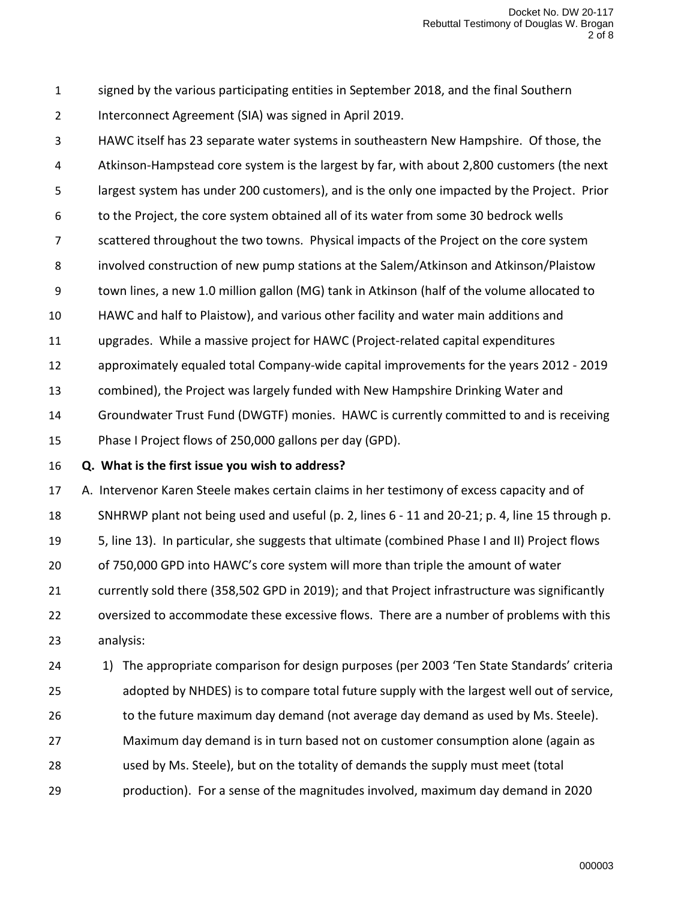signed by the various participating entities in September 2018, and the final Southern Interconnect Agreement (SIA) was signed in April 2019.

HAWC itself has 23 separate water systems in southeastern New Hampshire. Of those, the Atkinson-Hampstead core system is the largest by far, with about 2,800 customers (the next largest system has under 200 customers), and is the only one impacted by the Project. Prior to the Project, the core system obtained all of its water from some 30 bedrock wells scattered throughout the two towns. Physical impacts of the Project on the core system involved construction of new pump stations at the Salem/Atkinson and Atkinson/Plaistow town lines, a new 1.0 million gallon (MG) tank in Atkinson (half of the volume allocated to HAWC and half to Plaistow), and various other facility and water main additions and upgrades. While a massive project for HAWC (Project-related capital expenditures approximately equaled total Company-wide capital improvements for the years 2012 - 2019 combined), the Project was largely funded with New Hampshire Drinking Water and Groundwater Trust Fund (DWGTF) monies. HAWC is currently committed to and is receiving Phase I Project flows of 250,000 gallons per day (GPD).

**Q. What is the first issue you wish to address?**

A. Intervenor Karen Steele makes certain claims in her testimony of excess capacity and of SNHRWP plant not being used and useful (p. 2, lines 6 - 11 and 20-21; p. 4, line 15 through p. 5, line 13). In particular, she suggests that ultimate (combined Phase I and II) Project flows of 750,000 GPD into HAWC's core system will more than triple the amount of water currently sold there (358,502 GPD in 2019); and that Project infrastructure was significantly oversized to accommodate these excessive flows. There are a number of problems with this analysis:

1) The appropriate comparison for design purposes (per 2003 'Ten State Standards' criteria adopted by NHDES) is to compare total future supply with the largest well out of service, to the future maximum day demand (not average day demand as used by Ms. Steele). Maximum day demand is in turn based not on customer consumption alone (again as used by Ms. Steele), but on the totality of demands the supply must meet (total production). For a sense of the magnitudes involved, maximum day demand in 2020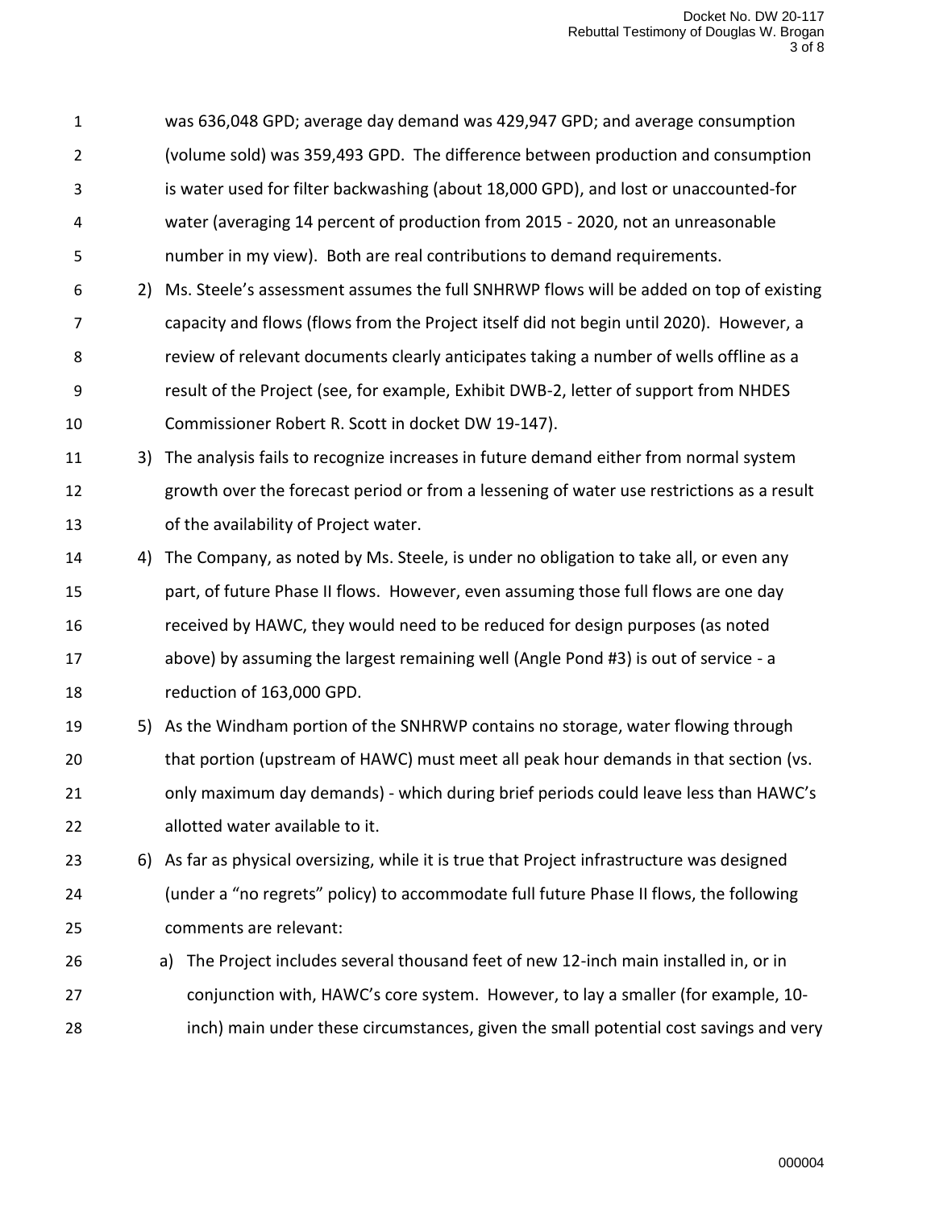was 636,048 GPD; average day demand was 429,947 GPD; and average consumption (volume sold) was 359,493 GPD. The difference between production and consumption is water used for filter backwashing (about 18,000 GPD), and lost or unaccounted-for water (averaging 14 percent of production from 2015 - 2020, not an unreasonable number in my view). Both are real contributions to demand requirements.

2) Ms. Steele's assessment assumes the full SNHRWP flows will be added on top of existing capacity and flows (flows from the Project itself did not begin until 2020). However, a review of relevant documents clearly anticipates taking a number of wells offline as a result of the Project (see, for example, Exhibit DWB-2, letter of support from NHDES Commissioner Robert R. Scott in docket DW 19-147).

3) The analysis fails to recognize increases in future demand either from normal system growth over the forecast period or from a lessening of water use restrictions as a result of the availability of Project water.

4) The Company, as noted by Ms. Steele, is under no obligation to take all, or even any part, of future Phase II flows. However, even assuming those full flows are one day received by HAWC, they would need to be reduced for design purposes (as noted above) by assuming the largest remaining well (Angle Pond #3) is out of service - a reduction of 163,000 GPD.

5) As the Windham portion of the SNHRWP contains no storage, water flowing through that portion (upstream of HAWC) must meet all peak hour demands in that section (vs. only maximum day demands) - which during brief periods could leave less than HAWC's allotted water available to it.

6) As far as physical oversizing, while it is true that Project infrastructure was designed (under a "no regrets" policy) to accommodate full future Phase II flows, the following comments are relevant:

   a) The Project includes several thousand feet of new 12-inch main installed in, or in conjunction with, HAWC's core system. However, to lay a smaller (for example, 10-inch) main under these circumstances, given the small potential cost savings and very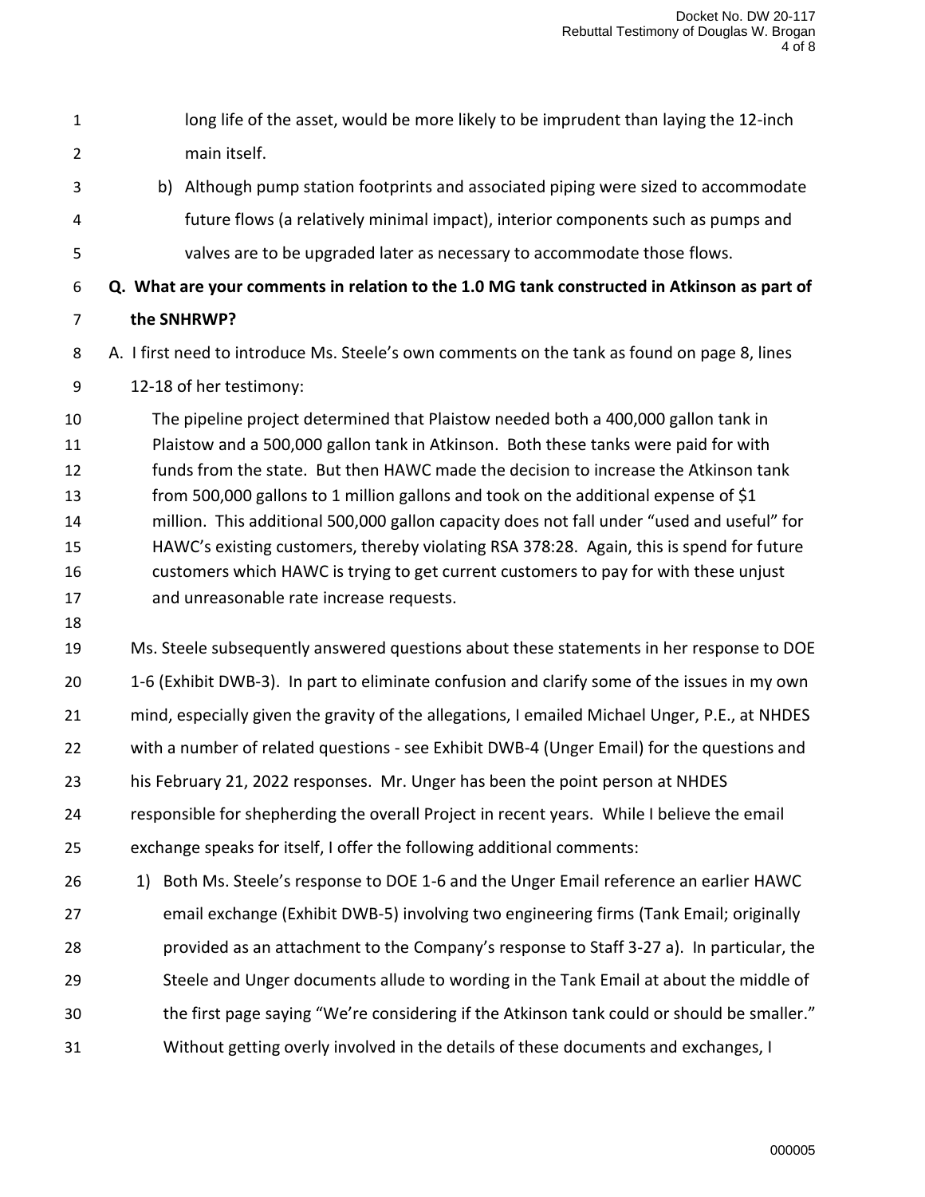long life of the asset, would be more likely to be imprudent than laying the 12-inch main itself.

b) Although pump station footprints and associated piping were sized to accommodate future flows (a relatively minimal impact), interior components such as pumps and valves are to be upgraded later as necessary to accommodate those flows.

**Q. What are your comments in relation to the 1.0 MG tank constructed in Atkinson as part of the SNHRWP?**

A. I first need to introduce Ms. Steele's own comments on the tank as found on page 8, lines 12-18 of her testimony:

> The pipeline project determined that Plaistow needed both a 400,000 gallon tank in Plaistow and a 500,000 gallon tank in Atkinson. Both these tanks were paid for with funds from the state. But then HAWC made the decision to increase the Atkinson tank from 500,000 gallons to 1 million gallons and took on the additional expense of $1 million. This additional 500,000 gallon capacity does not fall under "used and useful" for HAWC's existing customers, thereby violating RSA 378:28. Again, this is spend for future customers which HAWC is trying to get current customers to pay for with these unjust and unreasonable rate increase requests.

Ms. Steele subsequently answered questions about these statements in her response to DOE 1-6 (Exhibit DWB-3). In part to eliminate confusion and clarify some of the issues in my own mind, especially given the gravity of the allegations, I emailed Michael Unger, P.E., at NHDES with a number of related questions - see Exhibit DWB-4 (Unger Email) for the questions and his February 21, 2022 responses. Mr. Unger has been the point person at NHDES responsible for shepherding the overall Project in recent years. While I believe the email exchange speaks for itself, I offer the following additional comments:

1) Both Ms. Steele's response to DOE 1-6 and the Unger Email reference an earlier HAWC email exchange (Exhibit DWB-5) involving two engineering firms (Tank Email; originally provided as an attachment to the Company's response to Staff 3-27 a). In particular, the Steele and Unger documents allude to wording in the Tank Email at about the middle of the first page saying "We're considering if the Atkinson tank could or should be smaller." Without getting overly involved in the details of these documents and exchanges, I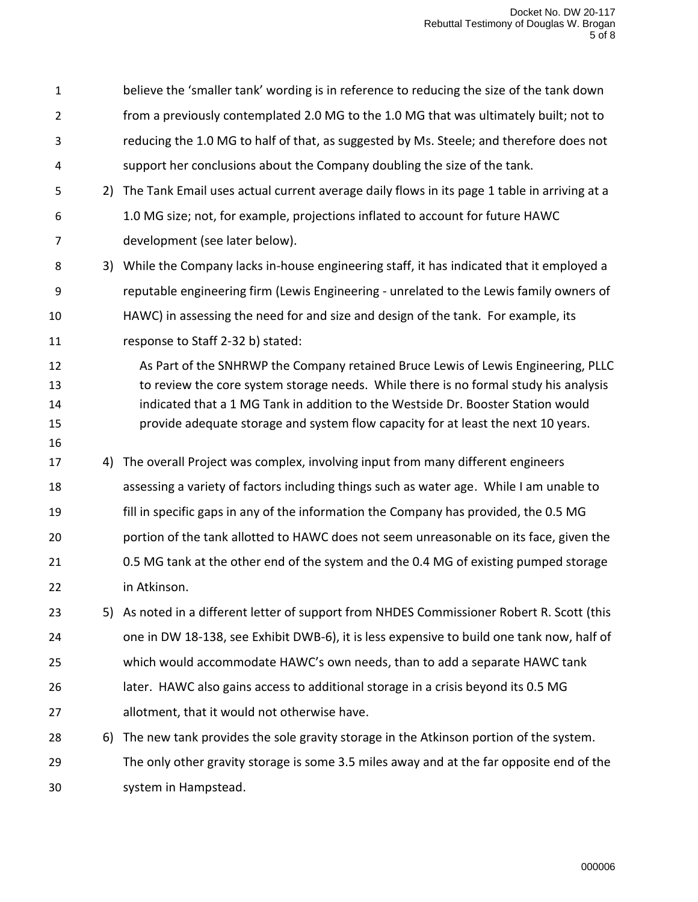believe the 'smaller tank' wording is in reference to reducing the size of the tank down from a previously contemplated 2.0 MG to the 1.0 MG that was ultimately built; not to reducing the 1.0 MG to half of that, as suggested by Ms. Steele; and therefore does not support her conclusions about the Company doubling the size of the tank.

2) The Tank Email uses actual current average daily flows in its page 1 table in arriving at a 1.0 MG size; not, for example, projections inflated to account for future HAWC development (see later below).

3) While the Company lacks in-house engineering staff, it has indicated that it employed a reputable engineering firm (Lewis Engineering - unrelated to the Lewis family owners of HAWC) in assessing the need for and size and design of the tank. For example, its response to Staff 2-32 b) stated:

   > As Part of the SNHRWP the Company retained Bruce Lewis of Lewis Engineering, PLLC to review the core system storage needs. While there is no formal study his analysis indicated that a 1 MG Tank in addition to the Westside Dr. Booster Station would provide adequate storage and system flow capacity for at least the next 10 years.

4) The overall Project was complex, involving input from many different engineers assessing a variety of factors including things such as water age. While I am unable to fill in specific gaps in any of the information the Company has provided, the 0.5 MG portion of the tank allotted to HAWC does not seem unreasonable on its face, given the 0.5 MG tank at the other end of the system and the 0.4 MG of existing pumped storage in Atkinson.

5) As noted in a different letter of support from NHDES Commissioner Robert R. Scott (this one in DW 18-138, see Exhibit DWB-6), it is less expensive to build one tank now, half of which would accommodate HAWC's own needs, than to add a separate HAWC tank later. HAWC also gains access to additional storage in a crisis beyond its 0.5 MG allotment, that it would not otherwise have.

6) The new tank provides the sole gravity storage in the Atkinson portion of the system. The only other gravity storage is some 3.5 miles away and at the far opposite end of the system in Hampstead.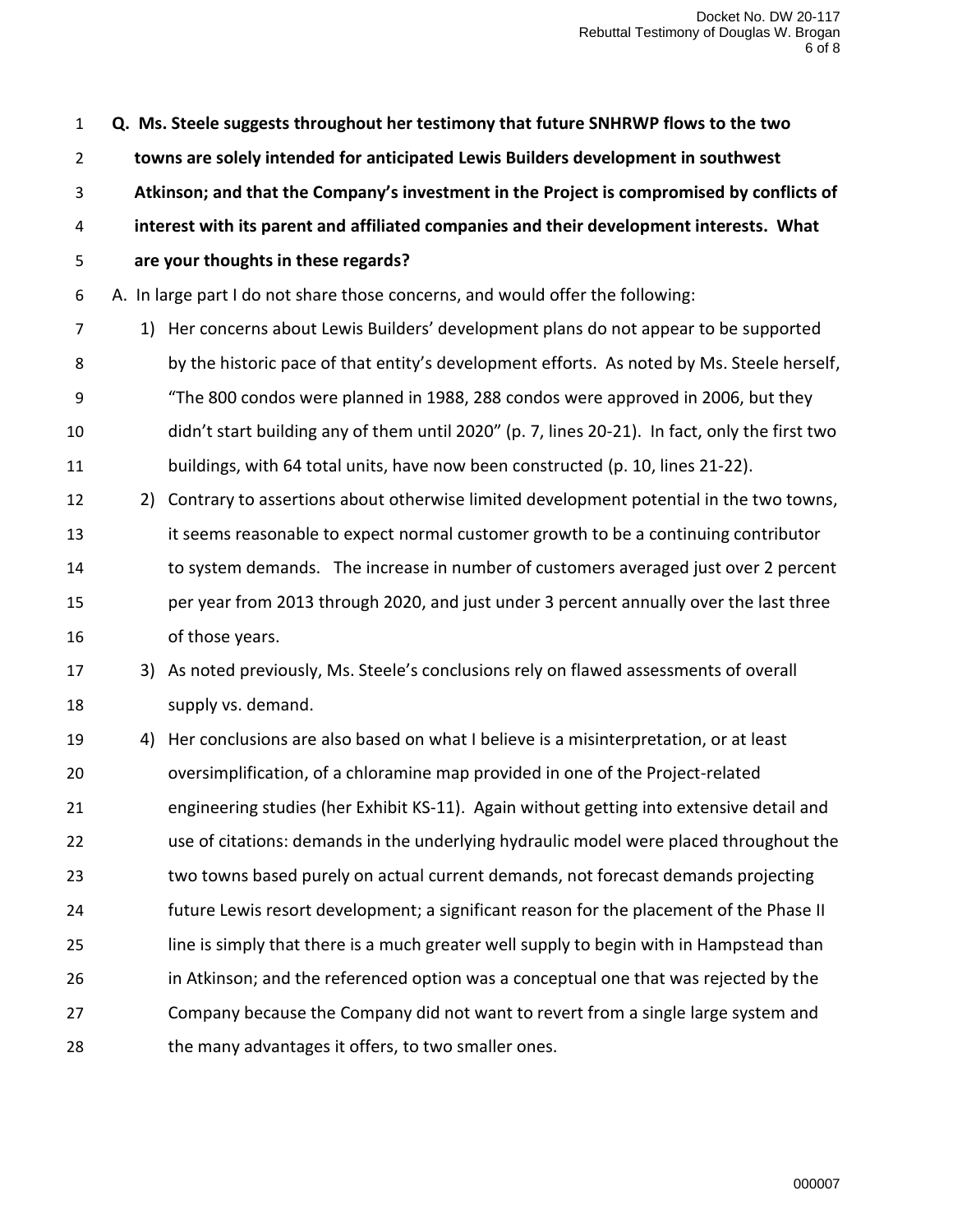**Q. Ms. Steele suggests throughout her testimony that future SNHRWP flows to the two towns are solely intended for anticipated Lewis Builders development in southwest Atkinson; and that the Company's investment in the Project is compromised by conflicts of interest with its parent and affiliated companies and their development interests. What are your thoughts in these regards?**

A. In large part I do not share those concerns, and would offer the following:

1) Her concerns about Lewis Builders' development plans do not appear to be supported by the historic pace of that entity's development efforts. As noted by Ms. Steele herself, "The 800 condos were planned in 1988, 288 condos were approved in 2006, but they didn't start building any of them until 2020" (p. 7, lines 20-21). In fact, only the first two buildings, with 64 total units, have now been constructed (p. 10, lines 21-22).

2) Contrary to assertions about otherwise limited development potential in the two towns, it seems reasonable to expect normal customer growth to be a continuing contributor to system demands. The increase in number of customers averaged just over 2 percent per year from 2013 through 2020, and just under 3 percent annually over the last three of those years.

3) As noted previously, Ms. Steele's conclusions rely on flawed assessments of overall supply vs. demand.

4) Her conclusions are also based on what I believe is a misinterpretation, or at least oversimplification, of a chloramine map provided in one of the Project-related engineering studies (her Exhibit KS-11). Again without getting into extensive detail and use of citations: demands in the underlying hydraulic model were placed throughout the two towns based purely on actual current demands, not forecast demands projecting future Lewis resort development; a significant reason for the placement of the Phase II line is simply that there is a much greater well supply to begin with in Hampstead than in Atkinson; and the referenced option was a conceptual one that was rejected by the Company because the Company did not want to revert from a single large system and the many advantages it offers, to two smaller ones.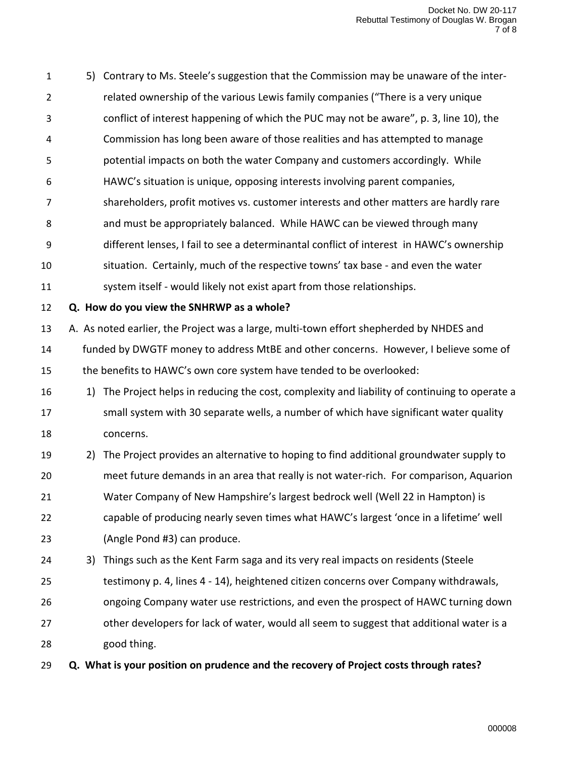5) Contrary to Ms. Steele's suggestion that the Commission may be unaware of the inter-related ownership of the various Lewis family companies ("There is a very unique conflict of interest happening of which the PUC may not be aware", p. 3, line 10), the Commission has long been aware of those realities and has attempted to manage potential impacts on both the water Company and customers accordingly. While HAWC's situation is unique, opposing interests involving parent companies, shareholders, profit motives vs. customer interests and other matters are hardly rare and must be appropriately balanced. While HAWC can be viewed through many different lenses, I fail to see a determinantal conflict of interest in HAWC's ownership situation. Certainly, much of the respective towns' tax base - and even the water system itself - would likely not exist apart from those relationships.

**Q. How do you view the SNHRWP as a whole?**

A. As noted earlier, the Project was a large, multi-town effort shepherded by NHDES and funded by DWGTF money to address MtBE and other concerns. However, I believe some of the benefits to HAWC's own core system have tended to be overlooked:

1) The Project helps in reducing the cost, complexity and liability of continuing to operate a small system with 30 separate wells, a number of which have significant water quality concerns.
2) The Project provides an alternative to hoping to find additional groundwater supply to meet future demands in an area that really is not water-rich. For comparison, Aquarion Water Company of New Hampshire's largest bedrock well (Well 22 in Hampton) is capable of producing nearly seven times what HAWC's largest 'once in a lifetime' well (Angle Pond #3) can produce.
3) Things such as the Kent Farm saga and its very real impacts on residents (Steele testimony p. 4, lines 4 - 14), heightened citizen concerns over Company withdrawals, ongoing Company water use restrictions, and even the prospect of HAWC turning down other developers for lack of water, would all seem to suggest that additional water is a good thing.

**Q. What is your position on prudence and the recovery of Project costs through rates?**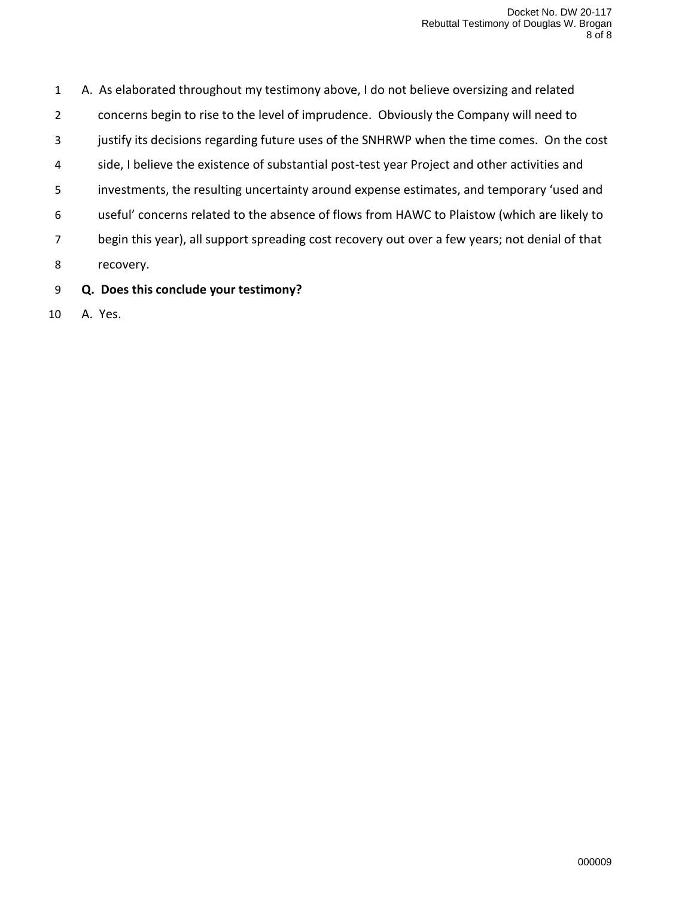A. As elaborated throughout my testimony above, I do not believe oversizing and related concerns begin to rise to the level of imprudence. Obviously the Company will need to justify its decisions regarding future uses of the SNHRWP when the time comes. On the cost side, I believe the existence of substantial post-test year Project and other activities and investments, the resulting uncertainty around expense estimates, and temporary 'used and useful' concerns related to the absence of flows from HAWC to Plaistow (which are likely to begin this year), all support spreading cost recovery out over a few years; not denial of that recovery.

**Q. Does this conclude your testimony?**

A. Yes.